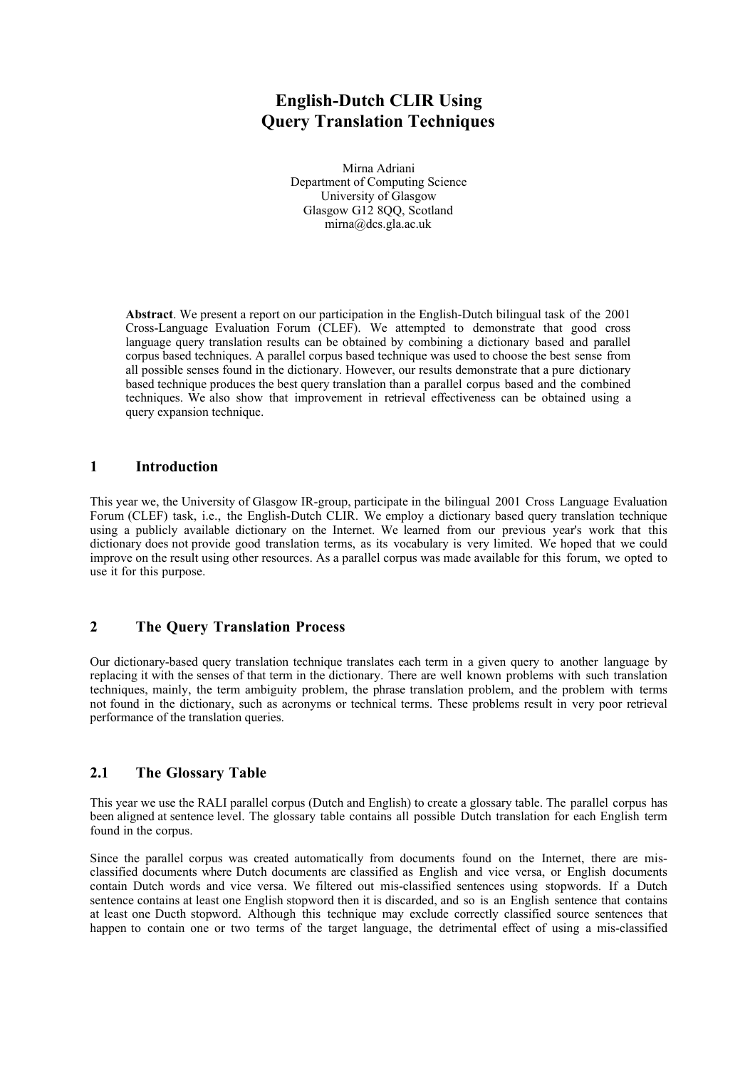# English-Dutch CLIR Using Query Translation Techniques

Mirna Adriani
Department of Computing Science
University of Glasgow
Glasgow G12 8QQ, Scotland
mirna@dcs.gla.ac.uk

**Abstract**. We present a report on our participation in the English-Dutch bilingual task of the 2001 Cross-Language Evaluation Forum (CLEF). We attempted to demonstrate that good cross language query translation results can be obtained by combining a dictionary based and parallel corpus based techniques. A parallel corpus based technique was used to choose the best sense from all possible senses found in the dictionary. However, our results demonstrate that a pure dictionary based technique produces the best query translation than a parallel corpus based and the combined techniques. We also show that improvement in retrieval effectiveness can be obtained using a query expansion technique.

## 1 Introduction

This year we, the University of Glasgow IR-group, participate in the bilingual 2001 Cross Language Evaluation Forum (CLEF) task, i.e., the English-Dutch CLIR. We employ a dictionary based query translation technique using a publicly available dictionary on the Internet. We learned from our previous year's work that this dictionary does not provide good translation terms, as its vocabulary is very limited. We hoped that we could improve on the result using other resources. As a parallel corpus was made available for this forum, we opted to use it for this purpose.

## 2 The Query Translation Process

Our dictionary-based query translation technique translates each term in a given query to another language by replacing it with the senses of that term in the dictionary. There are well known problems with such translation techniques, mainly, the term ambiguity problem, the phrase translation problem, and the problem with terms not found in the dictionary, such as acronyms or technical terms. These problems result in very poor retrieval performance of the translation queries.

### 2.1 The Glossary Table

This year we use the RALI parallel corpus (Dutch and English) to create a glossary table. The parallel corpus has been aligned at sentence level. The glossary table contains all possible Dutch translation for each English term found in the corpus.

Since the parallel corpus was created automatically from documents found on the Internet, there are mis-classified documents where Dutch documents are classified as English and vice versa, or English documents contain Dutch words and vice versa. We filtered out mis-classified sentences using stopwords. If a Dutch sentence contains at least one English stopword then it is discarded, and so is an English sentence that contains at least one Ducth stopword. Although this technique may exclude correctly classified source sentences that happen to contain one or two terms of the target language, the detrimental effect of using a mis-classified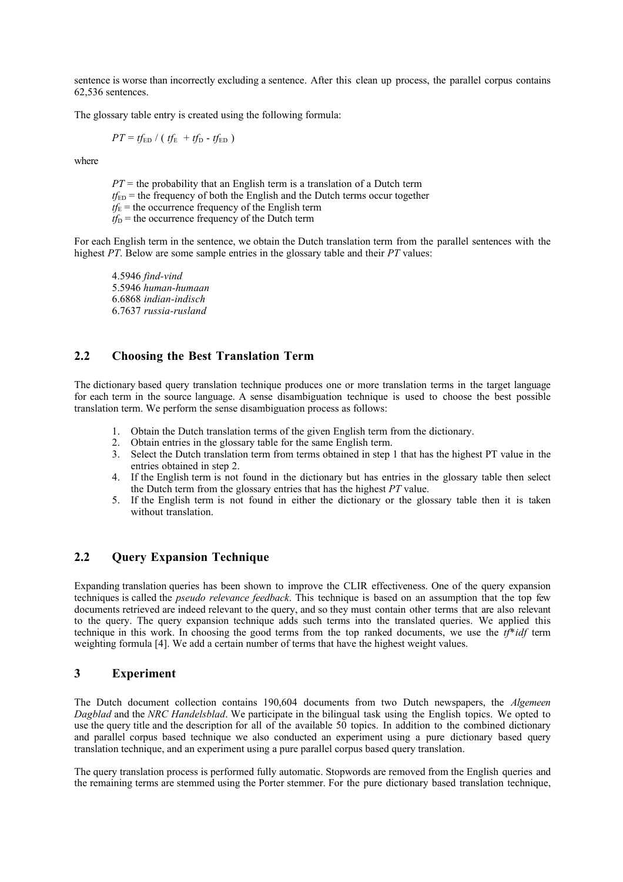sentence is worse than incorrectly excluding a sentence. After this clean up process, the parallel corpus contains 62,536 sentences.

The glossary table entry is created using the following formula:

$$PT = tf_{ED} / ( tf_E + tf_D - tf_{ED} )$$

where

$PT$ = the probability that an English term is a translation of a Dutch term
$tf_{ED}$ = the frequency of both the English and the Dutch terms occur together
$tf_E$ = the occurrence frequency of the English term
$tf_D$ = the occurrence frequency of the Dutch term

For each English term in the sentence, we obtain the Dutch translation term from the parallel sentences with the highest *PT*. Below are some sample entries in the glossary table and their *PT* values:

4.5946 *find-vind*
5.5946 *human-humaan*
6.6868 *indian-indisch*
6.7637 *russia-rusland*

## 2.2 Choosing the Best Translation Term

The dictionary based query translation technique produces one or more translation terms in the target language for each term in the source language. A sense disambiguation technique is used to choose the best possible translation term. We perform the sense disambiguation process as follows:

1. Obtain the Dutch translation terms of the given English term from the dictionary.
2. Obtain entries in the glossary table for the same English term.
3. Select the Dutch translation term from terms obtained in step 1 that has the highest PT value in the entries obtained in step 2.
4. If the English term is not found in the dictionary but has entries in the glossary table then select the Dutch term from the glossary entries that has the highest *PT* value.
5. If the English term is not found in either the dictionary or the glossary table then it is taken without translation.

## 2.2 Query Expansion Technique

Expanding translation queries has been shown to improve the CLIR effectiveness. One of the query expansion techniques is called the *pseudo relevance feedback*. This technique is based on an assumption that the top few documents retrieved are indeed relevant to the query, and so they must contain other terms that are also relevant to the query. The query expansion technique adds such terms into the translated queries. We applied this technique in this work. In choosing the good terms from the top ranked documents, we use the *tf\*idf* term weighting formula [4]. We add a certain number of terms that have the highest weight values.

# 3 Experiment

The Dutch document collection contains 190,604 documents from two Dutch newspapers, the *Algemeen Dagblad* and the *NRC Handelsblad*. We participate in the bilingual task using the English topics. We opted to use the query title and the description for all of the available 50 topics. In addition to the combined dictionary and parallel corpus based technique we also conducted an experiment using a pure dictionary based query translation technique, and an experiment using a pure parallel corpus based query translation.

The query translation process is performed fully automatic. Stopwords are removed from the English queries and the remaining terms are stemmed using the Porter stemmer. For the pure dictionary based translation technique,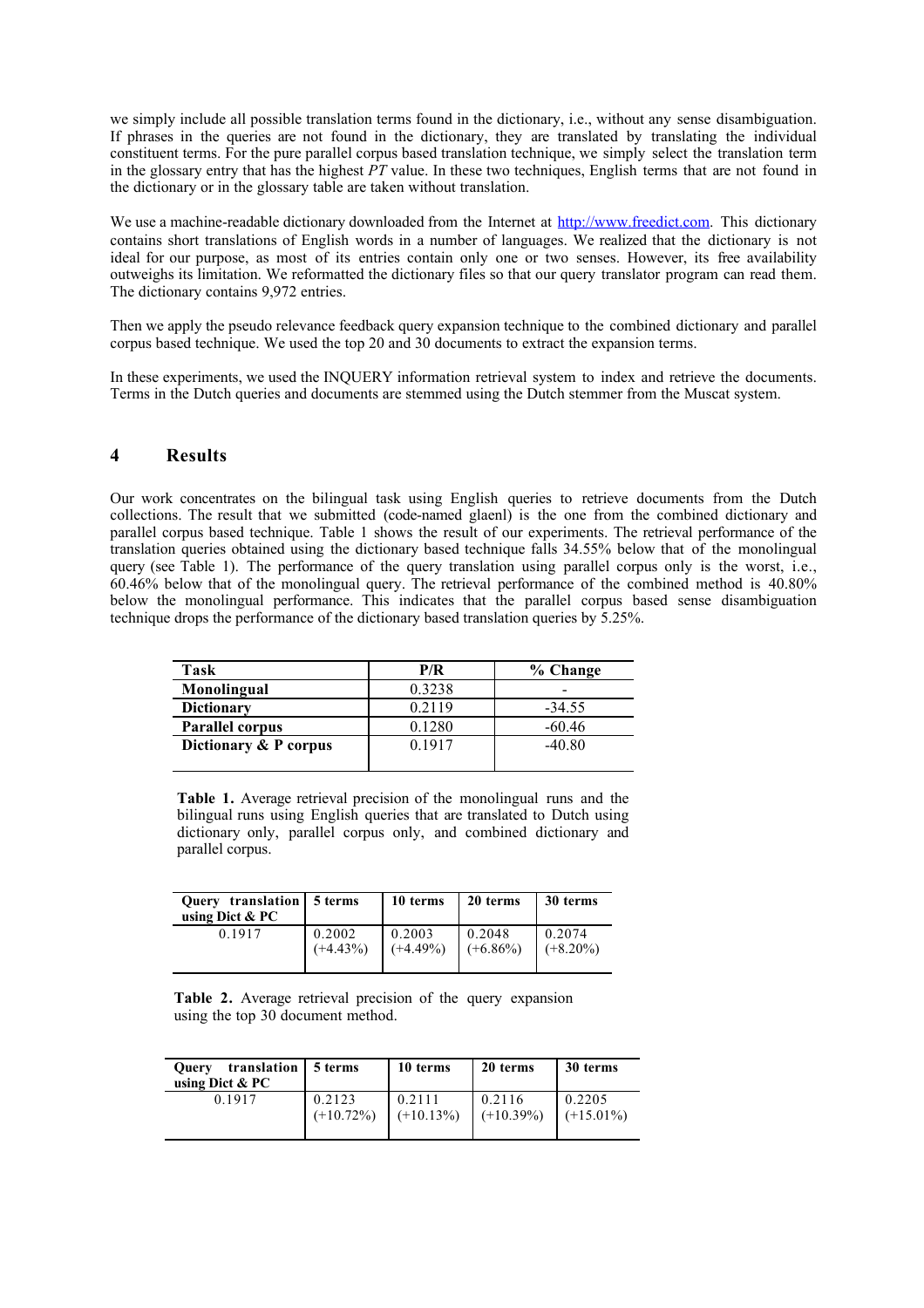we simply include all possible translation terms found in the dictionary, i.e., without any sense disambiguation. If phrases in the queries are not found in the dictionary, they are translated by translating the individual constituent terms. For the pure parallel corpus based translation technique, we simply select the translation term in the glossary entry that has the highest *PT* value. In these two techniques, English terms that are not found in the dictionary or in the glossary table are taken without translation.

We use a machine-readable dictionary downloaded from the Internet at http://www.freedict.com. This dictionary contains short translations of English words in a number of languages. We realized that the dictionary is not ideal for our purpose, as most of its entries contain only one or two senses. However, its free availability outweighs its limitation. We reformatted the dictionary files so that our query translator program can read them. The dictionary contains 9,972 entries.

Then we apply the pseudo relevance feedback query expansion technique to the combined dictionary and parallel corpus based technique. We used the top 20 and 30 documents to extract the expansion terms.

In these experiments, we used the INQUERY information retrieval system to index and retrieve the documents. Terms in the Dutch queries and documents are stemmed using the Dutch stemmer from the Muscat system.

# 4 Results

Our work concentrates on the bilingual task using English queries to retrieve documents from the Dutch collections. The result that we submitted (code-named glaenl) is the one from the combined dictionary and parallel corpus based technique. Table 1 shows the result of our experiments. The retrieval performance of the translation queries obtained using the dictionary based technique falls 34.55% below that of the monolingual query (see Table 1). The performance of the query translation using parallel corpus only is the worst, i.e., 60.46% below that of the monolingual query. The retrieval performance of the combined method is 40.80% below the monolingual performance. This indicates that the parallel corpus based sense disambiguation technique drops the performance of the dictionary based translation queries by 5.25%.

| Task | P/R | % Change |
|---|---|---|
| **Monolingual** | 0.3238 | - |
| **Dictionary** | 0.2119 | -34.55 |
| **Parallel corpus** | 0.1280 | -60.46 |
| **Dictionary & P corpus** | 0.1917 | -40.80 |

**Table 1.** Average retrieval precision of the monolingual runs and the bilingual runs using English queries that are translated to Dutch using dictionary only, parallel corpus only, and combined dictionary and parallel corpus.

| Query translation using Dict & PC | 5 terms | 10 terms | 20 terms | 30 terms |
|---|---|---|---|---|
| 0.1917 | 0.2002 (+4.43%) | 0.2003 (+4.49%) | 0.2048 (+6.86%) | 0.2074 (+8.20%) |

**Table 2.** Average retrieval precision of the query expansion using the top 30 document method.

| Query translation using Dict & PC | 5 terms | 10 terms | 20 terms | 30 terms |
|---|---|---|---|---|
| 0.1917 | 0.2123 (+10.72%) | 0.2111 (+10.13%) | 0.2116 (+10.39%) | 0.2205 (+15.01%) |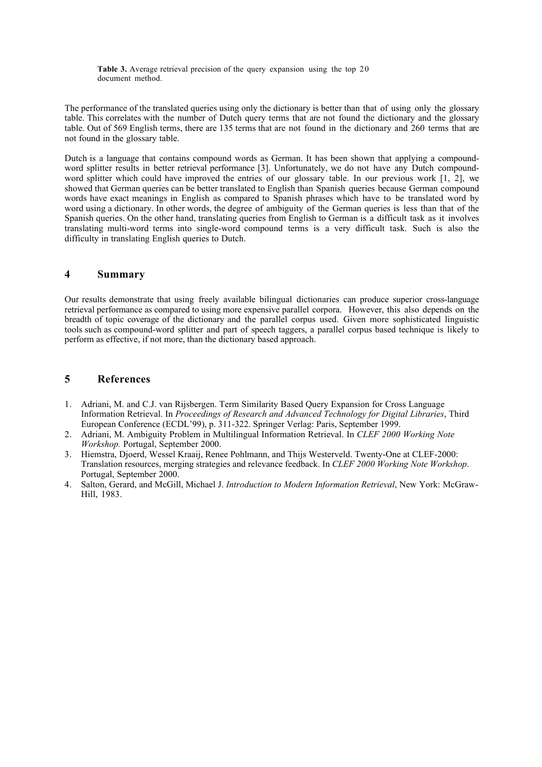**Table 3.** Average retrieval precision of the query expansion using the top 20 document method.

The performance of the translated queries using only the dictionary is better than that of using only the glossary table. This correlates with the number of Dutch query terms that are not found the dictionary and the glossary table. Out of 569 English terms, there are 135 terms that are not found in the dictionary and 260 terms that are not found in the glossary table.

Dutch is a language that contains compound words as German. It has been shown that applying a compound-word splitter results in better retrieval performance [3]. Unfortunately, we do not have any Dutch compound-word splitter which could have improved the entries of our glossary table. In our previous work [1, 2], we showed that German queries can be better translated to English than Spanish queries because German compound words have exact meanings in English as compared to Spanish phrases which have to be translated word by word using a dictionary. In other words, the degree of ambiguity of the German queries is less than that of the Spanish queries. On the other hand, translating queries from English to German is a difficult task as it involves translating multi-word terms into single-word compound terms is a very difficult task. Such is also the difficulty in translating English queries to Dutch.

## 4 Summary

Our results demonstrate that using freely available bilingual dictionaries can produce superior cross-language retrieval performance as compared to using more expensive parallel corpora. However, this also depends on the breadth of topic coverage of the dictionary and the parallel corpus used. Given more sophisticated linguistic tools such as compound-word splitter and part of speech taggers, a parallel corpus based technique is likely to perform as effective, if not more, than the dictionary based approach.

## 5 References

1. Adriani, M. and C.J. van Rijsbergen. Term Similarity Based Query Expansion for Cross Language Information Retrieval. In *Proceedings of Research and Advanced Technology for Digital Libraries*, Third European Conference (ECDL'99), p. 311-322. Springer Verlag: Paris, September 1999.
2. Adriani, M. Ambiguity Problem in Multilingual Information Retrieval. In *CLEF 2000 Working Note Workshop.* Portugal, September 2000.
3. Hiemstra, Djoerd, Wessel Kraaij, Renee Pohlmann, and Thijs Westerveld. Twenty-One at CLEF-2000: Translation resources, merging strategies and relevance feedback. In *CLEF 2000 Working Note Workshop*. Portugal, September 2000.
4. Salton, Gerard, and McGill, Michael J. *Introduction to Modern Information Retrieval*, New York: McGraw-Hill, 1983.